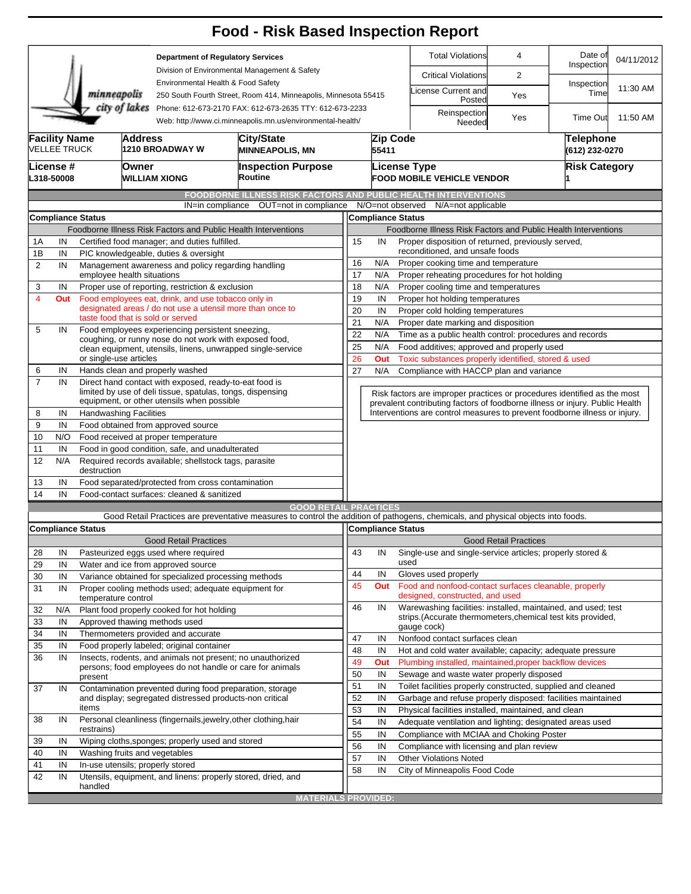# Food - Risk Based Inspection Report

| | | | |
|---|---|---|---|
| **Department of Regulatory Services**<br>Division of Environmental Management & Safety<br>Environmental Health & Food Safety<br>250 South Fourth Street, Room 414, Minneapolis, Minnesota 55415<br>Phone: 612-673-2170 FAX: 612-673-2635 TTY: 612-673-2233<br>Web: http://www.ci.minneapolis.mn.us/environmental-health/ | Total Violations: 4<br>Critical Violations: 2<br>License Current and Posted: Yes<br>Reinspection Needed: Yes | Date of Inspection: 04/11/2012<br>Inspection Time: 11:30 AM<br>Time Out: 11:50 AM | |

| Facility Name | Address | City/State | Zip Code | Telephone |
|---|---|---|---|---|
| VELLEE TRUCK | 1210 BROADWAY W | MINNEAPOLIS, MN | 55411 | (612) 232-0270 |

| License # | Owner | Inspection Purpose | License Type | Risk Category |
|---|---|---|---|---|
| L318-50008 | WILLIAM XIONG | Routine | FOOD MOBILE VEHICLE VENDOR | 1 |

## FOODBORNE ILLNESS RISK FACTORS AND PUBLIC HEALTH INTERVENTIONS

IN=in compliance OUT=not in compliance N/O=not observed N/A=not applicable

| # | Compliance Status | Foodborne Illness Risk Factors and Public Health Interventions |
|---|---|---|
| 1A | IN | Certified food manager; and duties fulfilled. |
| 1B | IN | PIC knowledgeable, duties & oversight |
| 2 | IN | Management awareness and policy regarding handling employee health situations |
| 3 | IN | Proper use of reporting, restriction & exclusion |
| 4 | Out | Food employees eat, drink, and use tobacco only in designated areas / do not use a utensil more than once to taste food that is sold or served |
| 5 | IN | Food employees experiencing persistent sneezing, coughing, or runny nose do not work with exposed food, clean equipment, utensils, linens, unwrapped single-service or single-use articles |
| 6 | IN | Hands clean and properly washed |
| 7 | IN | Direct hand contact with exposed, ready-to-eat food is limited by use of deli tissue, spatulas, tongs, dispensing equipment, or other utensils when possible |
| 8 | IN | Handwashing Facilities |
| 9 | IN | Food obtained from approved source |
| 10 | N/O | Food received at proper temperature |
| 11 | IN | Food in good condition, safe, and unadulterated |
| 12 | N/A | Required records available; shellstock tags, parasite destruction |
| 13 | IN | Food separated/protected from cross contamination |
| 14 | IN | Food-contact surfaces: cleaned & sanitized |
| 15 | IN | Proper disposition of returned, previously served, reconditioned, and unsafe foods |
| 16 | N/A | Proper cooking time and temperature |
| 17 | N/A | Proper reheating procedures for hot holding |
| 18 | N/A | Proper cooling time and temperatures |
| 19 | IN | Proper hot holding temperatures |
| 20 | IN | Proper cold holding temperatures |
| 21 | N/A | Proper date marking and disposition |
| 22 | N/A | Time as a public health control: procedures and records |
| 25 | N/A | Food additives; approved and properly used |
| 26 | Out | Toxic substances properly identified, stored & used |
| 27 | N/A | Compliance with HACCP plan and variance |

Risk factors are improper practices or procedures identified as the most prevalent contributing factors of foodborne illness or injury. Public Health Interventions are control measures to prevent foodborne illness or injury.

## GOOD RETAIL PRACTICES

Good Retail Practices are preventative measures to control the addition of pathogens, chemicals, and physical objects into foods.

| # | Compliance Status | Good Retail Practices |
|---|---|---|
| 28 | IN | Pasteurized eggs used where required |
| 29 | IN | Water and ice from approved source |
| 30 | IN | Variance obtained for specialized processing methods |
| 31 | IN | Proper cooling methods used; adequate equipment for temperature control |
| 32 | N/A | Plant food properly cooked for hot holding |
| 33 | IN | Approved thawing methods used |
| 34 | IN | Thermometers provided and accurate |
| 35 | IN | Food properly labeled; original container |
| 36 | IN | Insects, rodents, and animals not present; no unauthorized persons; food employees do not handle or care for animals present |
| 37 | IN | Contamination prevented during food preparation, storage and display; segregated distressed products-non critical items |
| 38 | IN | Personal cleanliness (fingernails,jewelry,other clothing,hair restrains) |
| 39 | IN | Wiping cloths,sponges; properly used and stored |
| 40 | IN | Washing fruits and vegetables |
| 41 | IN | In-use utensils; properly stored |
| 42 | IN | Utensils, equipment, and linens: properly stored, dried, and handled |
| 43 | IN | Single-use and single-service articles; properly stored & used |
| 44 | IN | Gloves used properly |
| 45 | Out | Food and nonfood-contact surfaces cleanable, properly designed, constructed, and used |
| 46 | IN | Warewashing facilities: installed, maintained, and used; test strips.(Accurate thermometers,chemical test kits provided, gauge cock) |
| 47 | IN | Nonfood contact surfaces clean |
| 48 | IN | Hot and cold water available; capacity; adequate pressure |
| 49 | Out | Plumbing installed, maintained,proper backflow devices |
| 50 | IN | Sewage and waste water properly disposed |
| 51 | IN | Toilet facilities properly constructed, supplied and cleaned |
| 52 | IN | Garbage and refuse properly disposed: facilities maintained |
| 53 | IN | Physical facilities installed, maintained, and clean |
| 54 | IN | Adequate ventilation and lighting; designated areas used |
| 55 | IN | Compliance with MCIAA and Choking Poster |
| 56 | IN | Compliance with licensing and plan review |
| 57 | IN | Other Violations Noted |
| 58 | IN | City of Minneapolis Food Code |

## MATERIALS PROVIDED: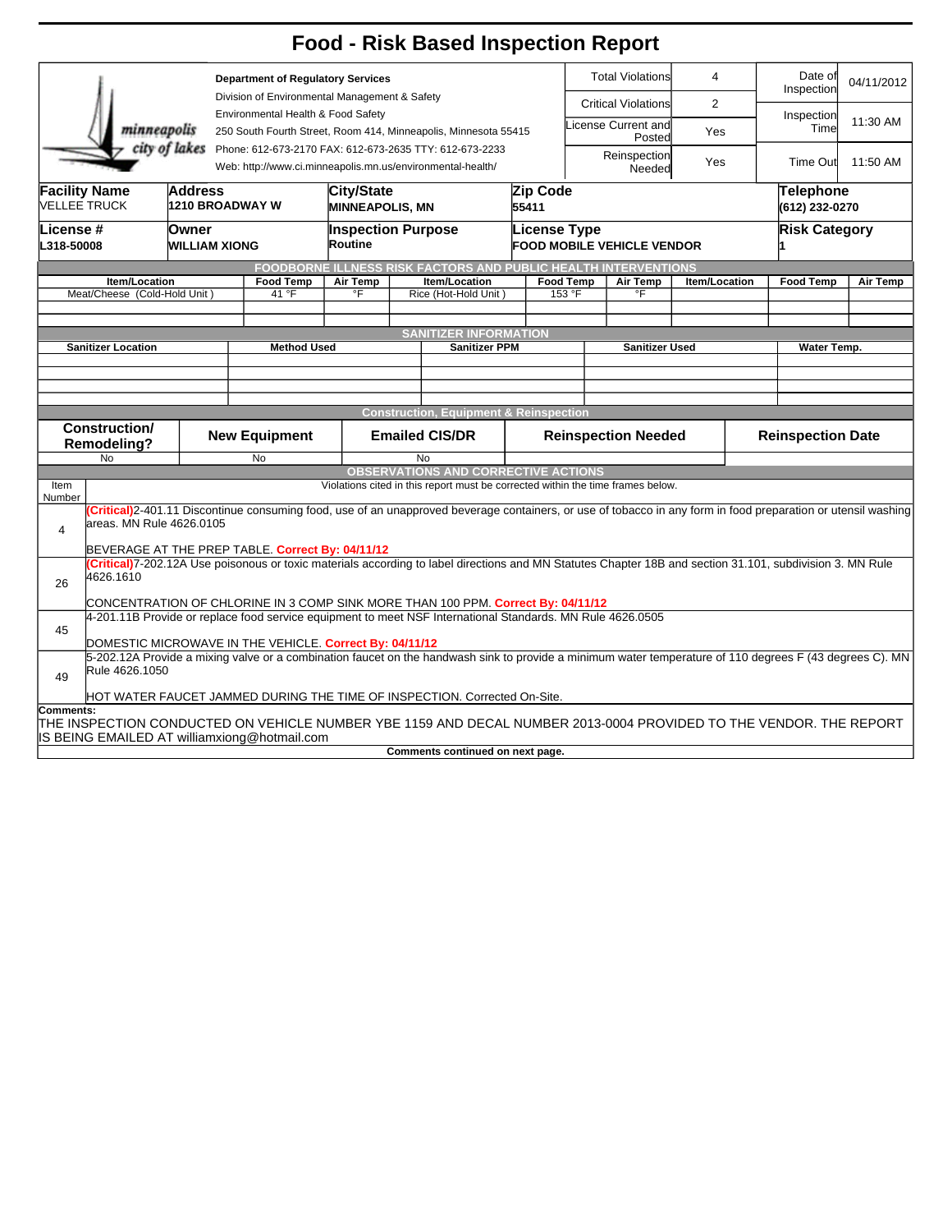# Food - Risk Based Inspection Report

| Department of Regulatory Services | | | | |
|---|---|---|---|---|
| Division of Environmental Management & Safety | Total Violations | 4 | Date of Inspection | 04/11/2012 |
| Environmental Health & Food Safety | Critical Violations | 2 | | |
| 250 South Fourth Street, Room 414, Minneapolis, Minnesota 55415 | License Current and Posted | Yes | Inspection Time | 11:30 AM |
| Phone: 612-673-2170 FAX: 612-673-2635 TTY: 612-673-2233 | Reinspection Needed | Yes | Time Out | 11:50 AM |
| Web: http://www.ci.minneapolis.mn.us/environmental-health/ | | | | |

| Facility Name | Address | City/State | Zip Code | Telephone |
|---|---|---|---|---|
| VELLEE TRUCK | 1210 BROADWAY W | MINNEAPOLIS, MN | 55411 | (612) 232-0270 |

| License # | Owner | Inspection Purpose | License Type | Risk Category |
|---|---|---|---|---|
| L318-50008 | WILLIAM XIONG | Routine | FOOD MOBILE VEHICLE VENDOR | 1 |

## FOODBORNE ILLNESS RISK FACTORS AND PUBLIC HEALTH INTERVENTIONS

| Item/Location | Food Temp | Air Temp | Item/Location | Food Temp | Air Temp | Item/Location | Food Temp | Air Temp |
|---|---|---|---|---|---|---|---|---|
| Meat/Cheese (Cold-Hold Unit ) | 41 °F | °F | Rice (Hot-Hold Unit ) | 153 °F | °F | | | |

## SANITIZER INFORMATION

| Sanitizer Location | Method Used | Sanitizer PPM | Sanitizer Used | Water Temp. |
|---|---|---|---|---|
| | | | | |

## Construction, Equipment & Reinspection

| Construction/ Remodeling? | New Equipment | Emailed CIS/DR | Reinspection Needed | Reinspection Date |
|---|---|---|---|---|
| No | No | No | | |

## OBSERVATIONS AND CORRECTIVE ACTIONS

Violations cited in this report must be corrected within the time frames below.

| Item Number | |
|---|---|
| 4 | (Critical)2-401.11 Discontinue consuming food, use of an unapproved beverage containers, or use of tobacco in any form in food preparation or utensil washing areas. MN Rule 4626.0105<br><br>BEVERAGE AT THE PREP TABLE. Correct By: 04/11/12 |
| 26 | (Critical)7-202.12A Use poisonous or toxic materials according to label directions and MN Statutes Chapter 18B and section 31.101, subdivision 3. MN Rule 4626.1610<br><br>CONCENTRATION OF CHLORINE IN 3 COMP SINK MORE THAN 100 PPM. Correct By: 04/11/12 |
| 45 | 4-201.11B Provide or replace food service equipment to meet NSF International Standards. MN Rule 4626.0505<br><br>DOMESTIC MICROWAVE IN THE VEHICLE. Correct By: 04/11/12 |
| 49 | 5-202.12A Provide a mixing valve or a combination faucet on the handwash sink to provide a minimum water temperature of 110 degrees F (43 degrees C). MN Rule 4626.1050<br><br>HOT WATER FAUCET JAMMED DURING THE TIME OF INSPECTION. Corrected On-Site. |

**Comments:**

THE INSPECTION CONDUCTED ON VEHICLE NUMBER YBE 1159 AND DECAL NUMBER 2013-0004 PROVIDED TO THE VENDOR. THE REPORT IS BEING EMAILED AT williamxiong@hotmail.com

**Comments continued on next page.**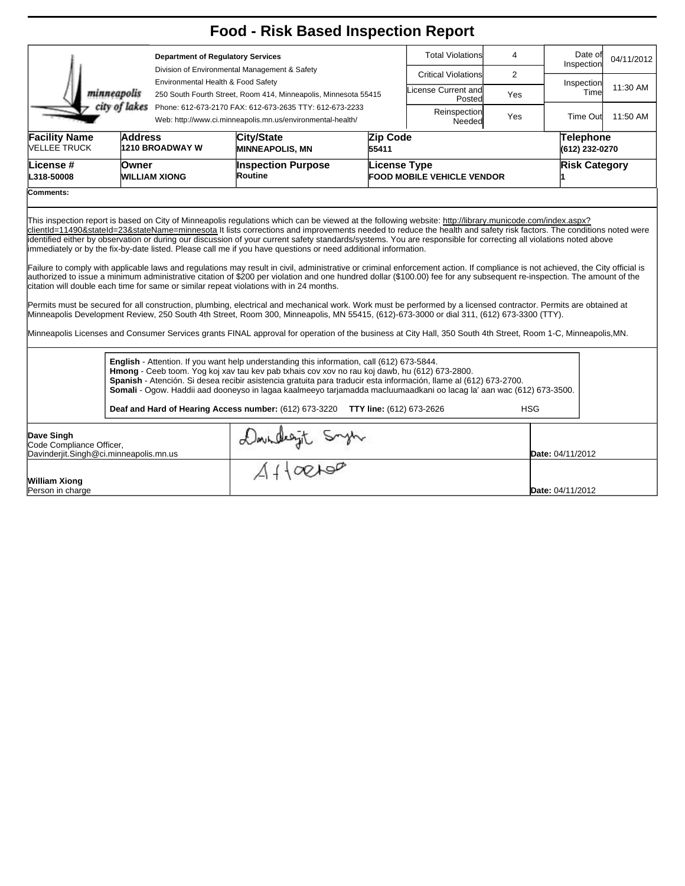# Food - Risk Based Inspection Report

| | | | | | | |
|---|---|---|---|---|---|---|
| minneapolis city of lakes | **Department of Regulatory Services**<br>Division of Environmental Management & Safety<br>Environmental Health & Food Safety<br>250 South Fourth Street, Room 414, Minneapolis, Minnesota 55415<br>Phone: 612-673-2170 FAX: 612-673-2635 TTY: 612-673-2233<br>Web: http://www.ci.minneapolis.mn.us/environmental-health/ | Total Violations | 4 | Date of Inspection | 04/11/2012 |
| | | Critical Violations | 2 | | |
| | | License Current and Posted | Yes | Inspection Time | 11:30 AM |
| | | Reinspection Needed | Yes | Time Out | 11:50 AM |

| Facility Name | Address | City/State | Zip Code | Telephone |
|---|---|---|---|---|
| VELLEE TRUCK | 1210 BROADWAY W | MINNEAPOLIS, MN | 55411 | (612) 232-0270 |

| License # | Owner | Inspection Purpose | License Type | Risk Category |
|---|---|---|---|---|
| L318-50008 | WILLIAM XIONG | Routine | FOOD MOBILE VEHICLE VENDOR | 1 |

**Comments:**

This inspection report is based on City of Minneapolis regulations which can be viewed at the following website: http://library.municode.com/index.aspx?clientId=11490&stateId=23&stateName=minnesota It lists corrections and improvements needed to reduce the health and safety risk factors. The conditions noted were identified either by observation or during our discussion of your current safety standards/systems. You are responsible for correcting all violations noted above immediately or by the fix-by-date listed. Please call me if you have questions or need additional information.

Failure to comply with applicable laws and regulations may result in civil, administrative or criminal enforcement action. If compliance is not achieved, the City official is authorized to issue a minimum administrative citation of $200 per violation and one hundred dollar ($100.00) fee for any subsequent re-inspection. The amount of the citation will double each time for same or similar repeat violations with in 24 months.

Permits must be secured for all construction, plumbing, electrical and mechanical work. Work must be performed by a licensed contractor. Permits are obtained at Minneapolis Development Review, 250 South 4th Street, Room 300, Minneapolis, MN 55415, (612)-673-3000 or dial 311, (612) 673-3300 (TTY).

Minneapolis Licenses and Consumer Services grants FINAL approval for operation of the business at City Hall, 350 South 4th Street, Room 1-C, Minneapolis,MN.

**English** - Attention. If you want help understanding this information, call (612) 673-5844.
**Hmong** - Ceeb toom. Yog koj xav tau kev pab txhais cov xov no rau koj dawb, hu (612) 673-2800.
**Spanish** - Atención. Si desea recibir asistencia gratuita para traducir esta información, llame al (612) 673-2700.
**Somali** - Ogow. Haddii aad dooneyso in lagaa kaalmeeyo tarjamadda macluumaadkani oo lacag la' aan wac (612) 673-3500.

**Deaf and Hard of Hearing Access number:** (612) 673-3220 **TTY line:** (612) 673-2626 HSG

| | | |
|---|---|---|
| **Dave Singh**<br>Code Compliance Officer,<br>Davinderjit.Singh@ci.minneapolis.mn.us | Davinderjit Singh | **Date:** 04/11/2012 |
| **William Xiong**<br>Person in charge | A1 (signature) | **Date:** 04/11/2012 |